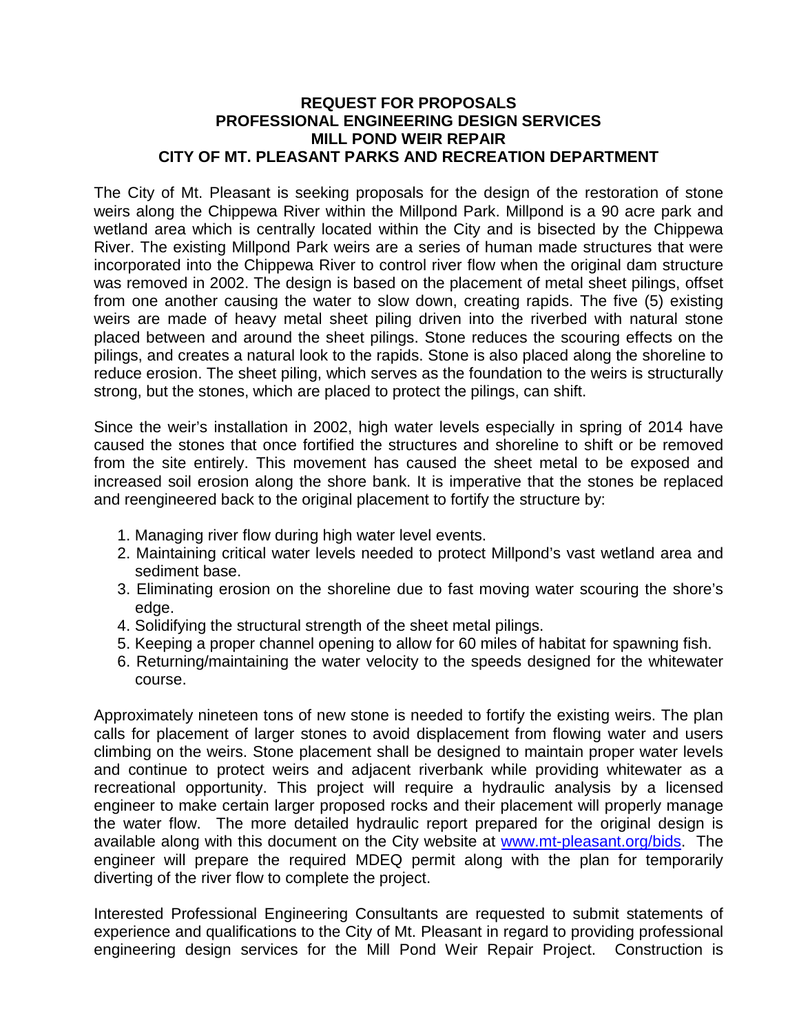# REQUEST FOR PROPOSALS
# PROFESSIONAL ENGINEERING DESIGN SERVICES
# MILL POND WEIR REPAIR
# CITY OF MT. PLEASANT PARKS AND RECREATION DEPARTMENT

The City of Mt. Pleasant is seeking proposals for the design of the restoration of stone weirs along the Chippewa River within the Millpond Park. Millpond is a 90 acre park and wetland area which is centrally located within the City and is bisected by the Chippewa River. The existing Millpond Park weirs are a series of human made structures that were incorporated into the Chippewa River to control river flow when the original dam structure was removed in 2002. The design is based on the placement of metal sheet pilings, offset from one another causing the water to slow down, creating rapids. The five (5) existing weirs are made of heavy metal sheet piling driven into the riverbed with natural stone placed between and around the sheet pilings. Stone reduces the scouring effects on the pilings, and creates a natural look to the rapids. Stone is also placed along the shoreline to reduce erosion. The sheet piling, which serves as the foundation to the weirs is structurally strong, but the stones, which are placed to protect the pilings, can shift.

Since the weir's installation in 2002, high water levels especially in spring of 2014 have caused the stones that once fortified the structures and shoreline to shift or be removed from the site entirely. This movement has caused the sheet metal to be exposed and increased soil erosion along the shore bank. It is imperative that the stones be replaced and reengineered back to the original placement to fortify the structure by:

1. Managing river flow during high water level events.
2. Maintaining critical water levels needed to protect Millpond's vast wetland area and sediment base.
3. Eliminating erosion on the shoreline due to fast moving water scouring the shore's edge.
4. Solidifying the structural strength of the sheet metal pilings.
5. Keeping a proper channel opening to allow for 60 miles of habitat for spawning fish.
6. Returning/maintaining the water velocity to the speeds designed for the whitewater course.

Approximately nineteen tons of new stone is needed to fortify the existing weirs. The plan calls for placement of larger stones to avoid displacement from flowing water and users climbing on the weirs. Stone placement shall be designed to maintain proper water levels and continue to protect weirs and adjacent riverbank while providing whitewater as a recreational opportunity. This project will require a hydraulic analysis by a licensed engineer to make certain larger proposed rocks and their placement will properly manage the water flow. The more detailed hydraulic report prepared for the original design is available along with this document on the City website at [www.mt-pleasant.org/bids](http://www.mt-pleasant.org/bids). The engineer will prepare the required MDEQ permit along with the plan for temporarily diverting of the river flow to complete the project.

Interested Professional Engineering Consultants are requested to submit statements of experience and qualifications to the City of Mt. Pleasant in regard to providing professional engineering design services for the Mill Pond Weir Repair Project. Construction is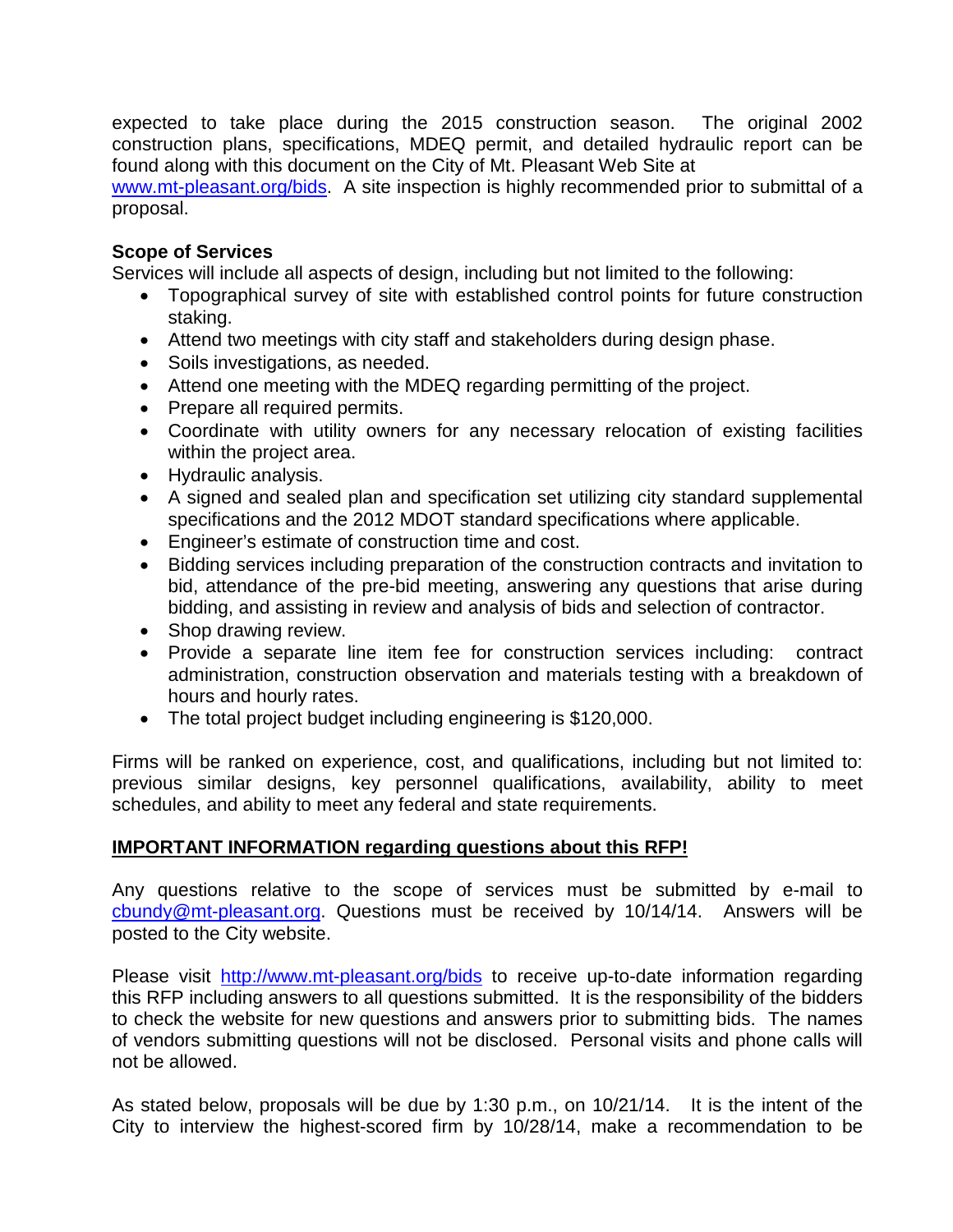expected to take place during the 2015 construction season. The original 2002 construction plans, specifications, MDEQ permit, and detailed hydraulic report can be found along with this document on the City of Mt. Pleasant Web Site at [www.mt-pleasant.org/bids](http://www.mt-pleasant.org/bids). A site inspection is highly recommended prior to submittal of a proposal.

**Scope of Services**

Services will include all aspects of design, including but not limited to the following:

- Topographical survey of site with established control points for future construction staking.
- Attend two meetings with city staff and stakeholders during design phase.
- Soils investigations, as needed.
- Attend one meeting with the MDEQ regarding permitting of the project.
- Prepare all required permits.
- Coordinate with utility owners for any necessary relocation of existing facilities within the project area.
- Hydraulic analysis.
- A signed and sealed plan and specification set utilizing city standard supplemental specifications and the 2012 MDOT standard specifications where applicable.
- Engineer's estimate of construction time and cost.
- Bidding services including preparation of the construction contracts and invitation to bid, attendance of the pre-bid meeting, answering any questions that arise during bidding, and assisting in review and analysis of bids and selection of contractor.
- Shop drawing review.
- Provide a separate line item fee for construction services including: contract administration, construction observation and materials testing with a breakdown of hours and hourly rates.
- The total project budget including engineering is $120,000.

Firms will be ranked on experience, cost, and qualifications, including but not limited to: previous similar designs, key personnel qualifications, availability, ability to meet schedules, and ability to meet any federal and state requirements.

**IMPORTANT INFORMATION regarding questions about this RFP!**

Any questions relative to the scope of services must be submitted by e-mail to [cbundy@mt-pleasant.org](mailto:cbundy@mt-pleasant.org). Questions must be received by 10/14/14. Answers will be posted to the City website.

Please visit [http://www.mt-pleasant.org/bids](http://www.mt-pleasant.org/bids) to receive up-to-date information regarding this RFP including answers to all questions submitted. It is the responsibility of the bidders to check the website for new questions and answers prior to submitting bids. The names of vendors submitting questions will not be disclosed. Personal visits and phone calls will not be allowed.

As stated below, proposals will be due by 1:30 p.m., on 10/21/14. It is the intent of the City to interview the highest-scored firm by 10/28/14, make a recommendation to be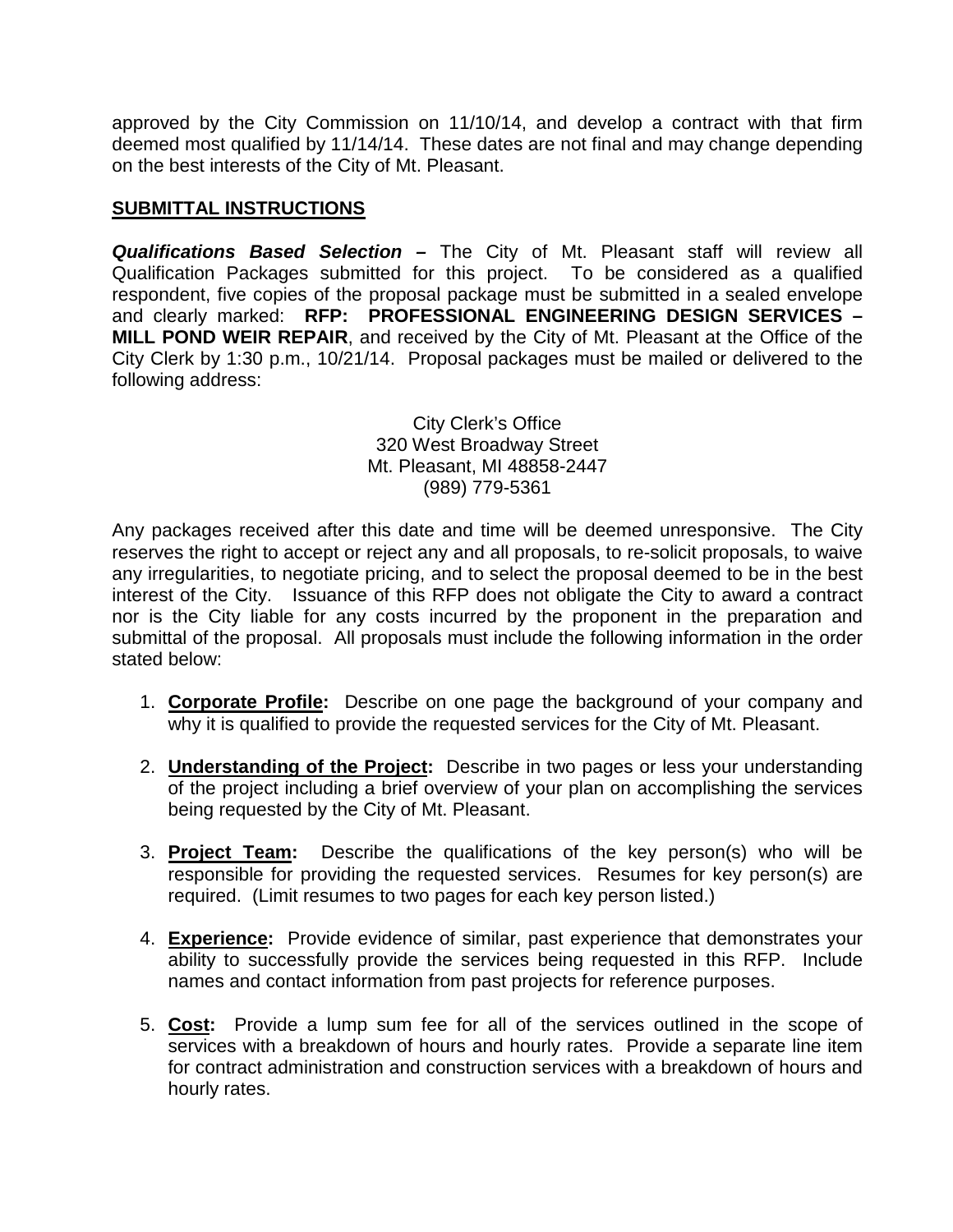approved by the City Commission on 11/10/14, and develop a contract with that firm deemed most qualified by 11/14/14. These dates are not final and may change depending on the best interests of the City of Mt. Pleasant.

## SUBMITTAL INSTRUCTIONS

***Qualifications Based Selection –*** The City of Mt. Pleasant staff will review all Qualification Packages submitted for this project. To be considered as a qualified respondent, five copies of the proposal package must be submitted in a sealed envelope and clearly marked: **RFP: PROFESSIONAL ENGINEERING DESIGN SERVICES – MILL POND WEIR REPAIR**, and received by the City of Mt. Pleasant at the Office of the City Clerk by 1:30 p.m., 10/21/14. Proposal packages must be mailed or delivered to the following address:

City Clerk's Office
320 West Broadway Street
Mt. Pleasant, MI 48858-2447
(989) 779-5361

Any packages received after this date and time will be deemed unresponsive. The City reserves the right to accept or reject any and all proposals, to re-solicit proposals, to waive any irregularities, to negotiate pricing, and to select the proposal deemed to be in the best interest of the City. Issuance of this RFP does not obligate the City to award a contract nor is the City liable for any costs incurred by the proponent in the preparation and submittal of the proposal. All proposals must include the following information in the order stated below:

1. **Corporate Profile:** Describe on one page the background of your company and why it is qualified to provide the requested services for the City of Mt. Pleasant.

2. **Understanding of the Project:** Describe in two pages or less your understanding of the project including a brief overview of your plan on accomplishing the services being requested by the City of Mt. Pleasant.

3. **Project Team:** Describe the qualifications of the key person(s) who will be responsible for providing the requested services. Resumes for key person(s) are required. (Limit resumes to two pages for each key person listed.)

4. **Experience:** Provide evidence of similar, past experience that demonstrates your ability to successfully provide the services being requested in this RFP. Include names and contact information from past projects for reference purposes.

5. **Cost:** Provide a lump sum fee for all of the services outlined in the scope of services with a breakdown of hours and hourly rates. Provide a separate line item for contract administration and construction services with a breakdown of hours and hourly rates.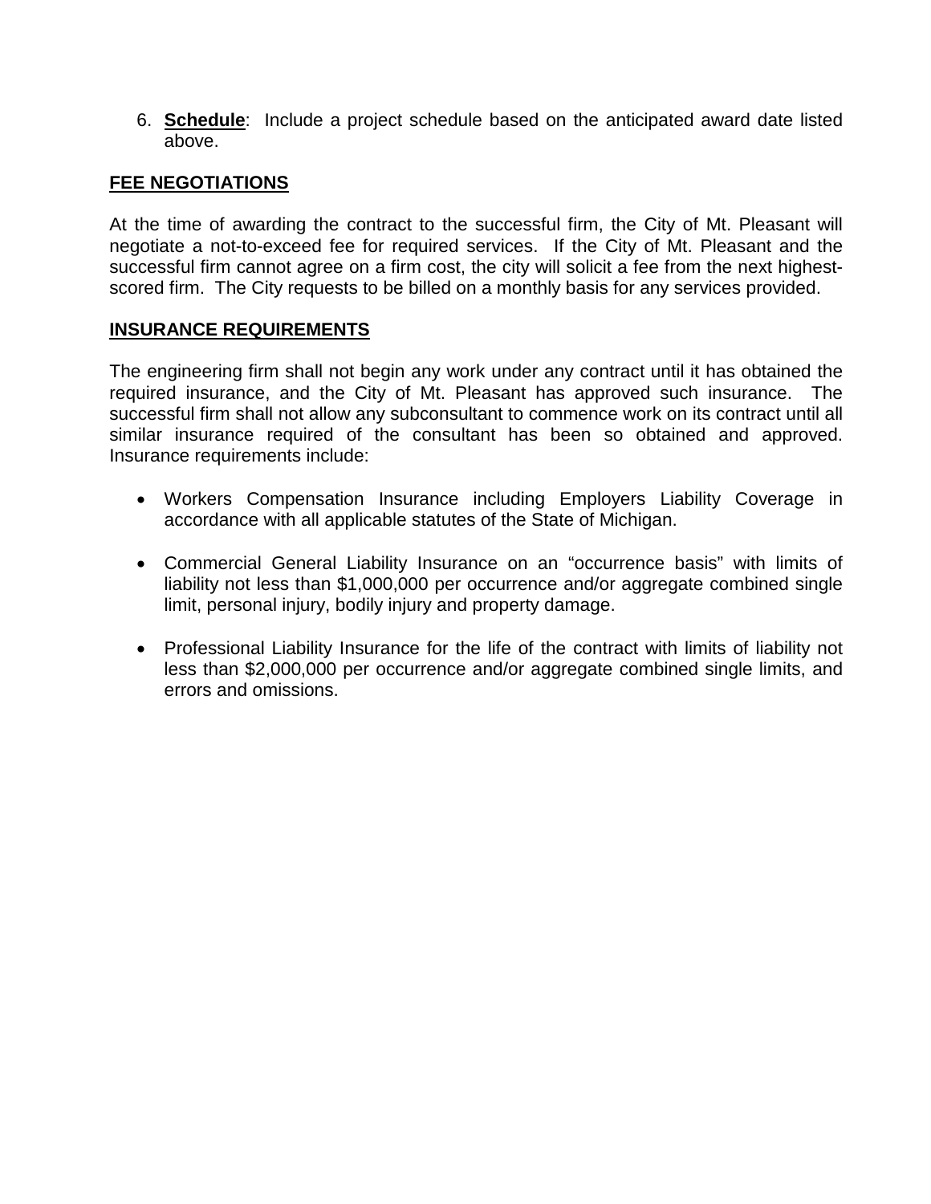6. **Schedule**: Include a project schedule based on the anticipated award date listed above.

## FEE NEGOTIATIONS

At the time of awarding the contract to the successful firm, the City of Mt. Pleasant will negotiate a not-to-exceed fee for required services. If the City of Mt. Pleasant and the successful firm cannot agree on a firm cost, the city will solicit a fee from the next highest-scored firm. The City requests to be billed on a monthly basis for any services provided.

## INSURANCE REQUIREMENTS

The engineering firm shall not begin any work under any contract until it has obtained the required insurance, and the City of Mt. Pleasant has approved such insurance. The successful firm shall not allow any subconsultant to commence work on its contract until all similar insurance required of the consultant has been so obtained and approved. Insurance requirements include:

- Workers Compensation Insurance including Employers Liability Coverage in accordance with all applicable statutes of the State of Michigan.
- Commercial General Liability Insurance on an "occurrence basis" with limits of liability not less than $1,000,000 per occurrence and/or aggregate combined single limit, personal injury, bodily injury and property damage.
- Professional Liability Insurance for the life of the contract with limits of liability not less than $2,000,000 per occurrence and/or aggregate combined single limits, and errors and omissions.